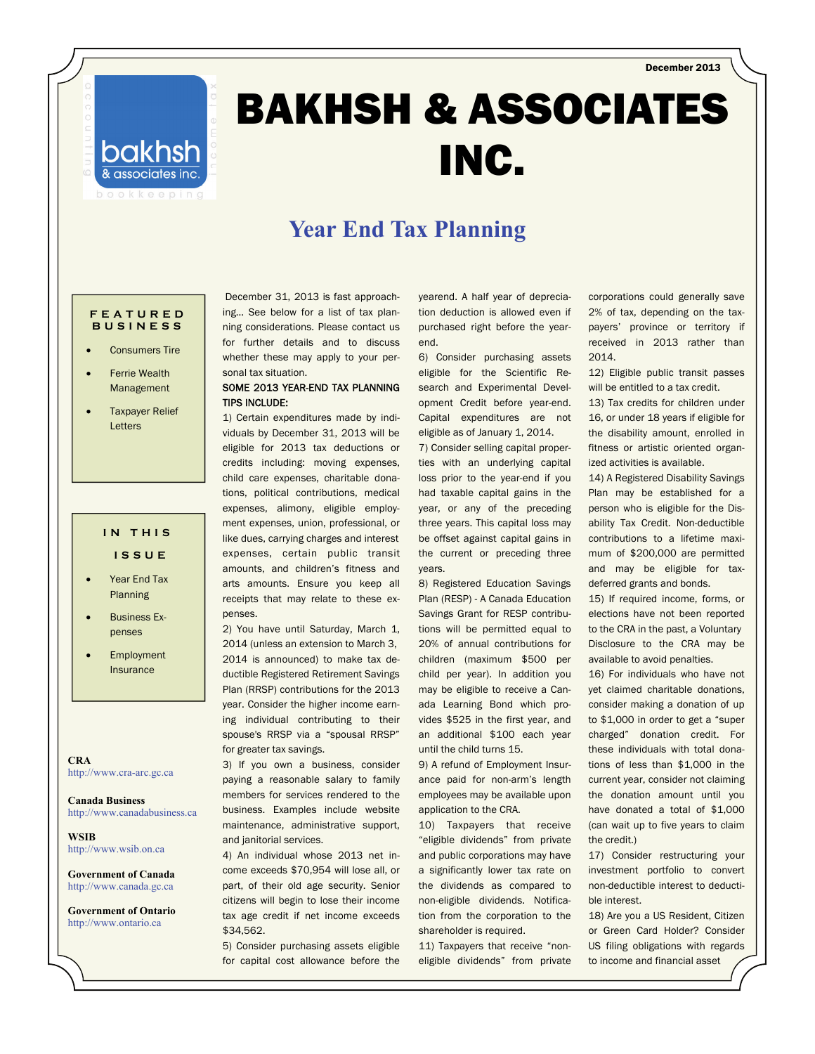December 2013

# BAKHSH & ASSOCIATES INC.

## Year End Tax Planning

**FEATURED BUSINESS**

- Consumers Tire
- Ferrie Wealth Management
- Taxpayer Relief Letters

**IN THIS ISSUE**

- Year End Tax Planning
- Business Expenses
- Employment Insurance

**CRA**
http://www.cra-arc.gc.ca

**Canada Business**
http://www.canadabusiness.ca

**WSIB**
http://www.wsib.on.ca

**Government of Canada**
http://www.canada.gc.ca

**Government of Ontario**
http://www.ontario.ca

December 31, 2013 is fast approaching... See below for a list of tax planning considerations. Please contact us for further details and to discuss whether these may apply to your personal tax situation.

SOME 2013 YEAR-END TAX PLANNING TIPS INCLUDE:

1) Certain expenditures made by individuals by December 31, 2013 will be eligible for 2013 tax deductions or credits including: moving expenses, child care expenses, charitable donations, political contributions, medical expenses, alimony, eligible employment expenses, union, professional, or like dues, carrying charges and interest expenses, certain public transit amounts, and children's fitness and arts amounts. Ensure you keep all receipts that may relate to these expenses.

2) You have until Saturday, March 1, 2014 (unless an extension to March 3, 2014 is announced) to make tax deductible Registered Retirement Savings Plan (RRSP) contributions for the 2013 year. Consider the higher income earning individual contributing to their spouse's RRSP via a "spousal RRSP" for greater tax savings.

3) If you own a business, consider paying a reasonable salary to family members for services rendered to the business. Examples include website maintenance, administrative support, and janitorial services.

4) An individual whose 2013 net income exceeds $70,954 will lose all, or part, of their old age security. Senior citizens will begin to lose their income tax age credit if net income exceeds $34,562.

5) Consider purchasing assets eligible for capital cost allowance before the yearend. A half year of depreciation deduction is allowed even if purchased right before the yearend.

6) Consider purchasing assets eligible for the Scientific Research and Experimental Development Credit before year-end. Capital expenditures are not eligible as of January 1, 2014.

7) Consider selling capital properties with an underlying capital loss prior to the year-end if you had taxable capital gains in the year, or any of the preceding three years. This capital loss may be offset against capital gains in the current or preceding three years.

8) Registered Education Savings Plan (RESP) - A Canada Education Savings Grant for RESP contributions will be permitted equal to 20% of annual contributions for children (maximum $500 per child per year). In addition you may be eligible to receive a Canada Learning Bond which provides $525 in the first year, and an additional $100 each year until the child turns 15.

9) A refund of Employment Insurance paid for non-arm's length employees may be available upon application to the CRA.

10) Taxpayers that receive "eligible dividends" from private and public corporations may have a significantly lower tax rate on the dividends as compared to non-eligible dividends. Notification from the corporation to the shareholder is required.

11) Taxpayers that receive "non-eligible dividends" from private corporations could generally save 2% of tax, depending on the taxpayers' province or territory if received in 2013 rather than 2014.

12) Eligible public transit passes will be entitled to a tax credit.

13) Tax credits for children under 16, or under 18 years if eligible for the disability amount, enrolled in fitness or artistic oriented organized activities is available.

14) A Registered Disability Savings Plan may be established for a person who is eligible for the Disability Tax Credit. Non-deductible contributions to a lifetime maximum of $200,000 are permitted and may be eligible for tax-deferred grants and bonds.

15) If required income, forms, or elections have not been reported to the CRA in the past, a Voluntary Disclosure to the CRA may be available to avoid penalties.

16) For individuals who have not yet claimed charitable donations, consider making a donation of up to $1,000 in order to get a "super charged" donation credit. For these individuals with total donations of less than $1,000 in the current year, consider not claiming the donation amount until you have donated a total of $1,000 (can wait up to five years to claim the credit.)

17) Consider restructuring your investment portfolio to convert non-deductible interest to deductible interest.

18) Are you a US Resident, Citizen or Green Card Holder? Consider US filing obligations with regards to income and financial asset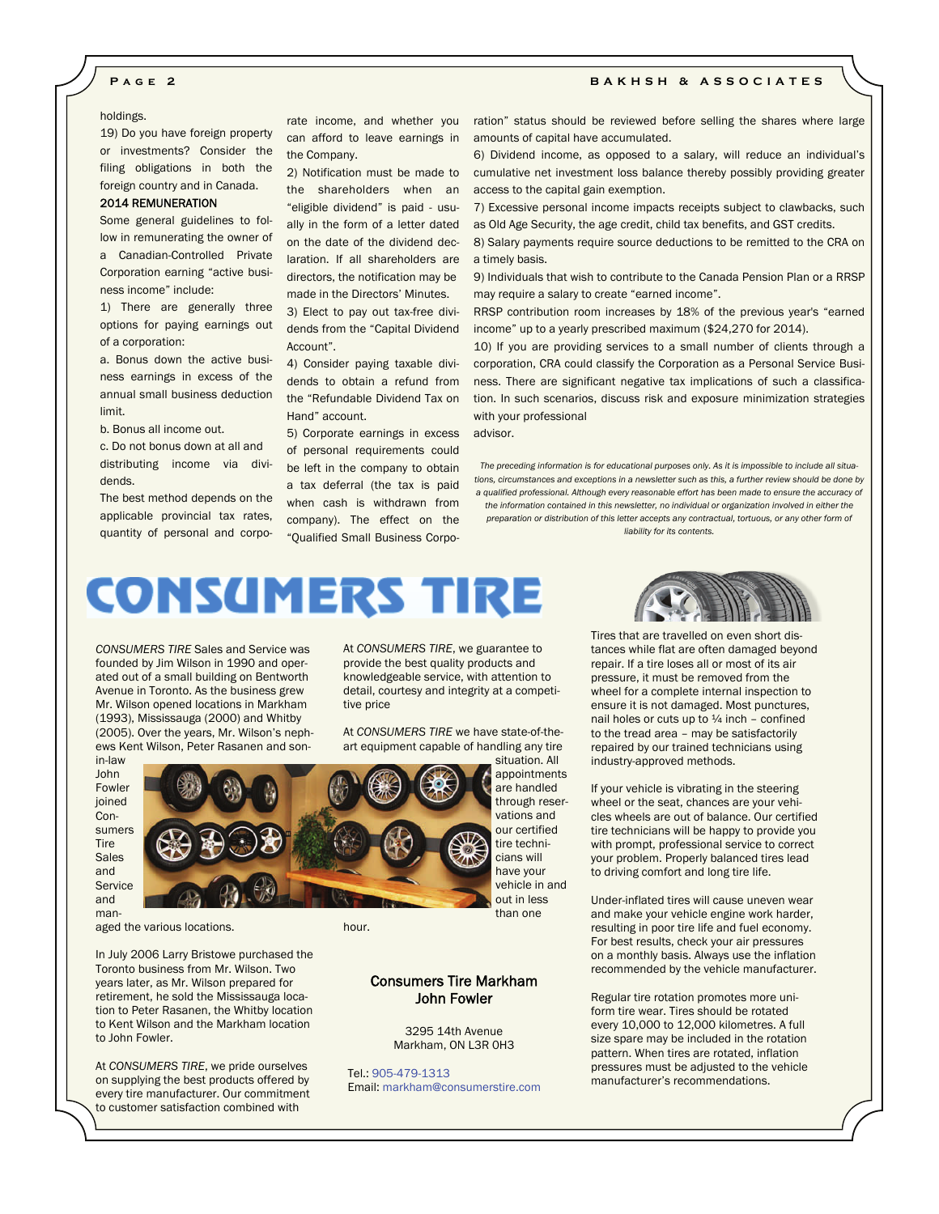holdings.

19) Do you have foreign property or investments? Consider the filing obligations in both the foreign country and in Canada.

**2014 REMUNERATION**

Some general guidelines to follow in remunerating the owner of a Canadian-Controlled Private Corporation earning "active business income" include:

1) There are generally three options for paying earnings out of a corporation:

a. Bonus down the active business earnings in excess of the annual small business deduction limit.

b. Bonus all income out.

c. Do not bonus down at all and distributing income via dividends.

The best method depends on the applicable provincial tax rates, quantity of personal and corporate income, and whether you can afford to leave earnings in the Company.

2) Notification must be made to the shareholders when an "eligible dividend" is paid - usually in the form of a letter dated on the date of the dividend declaration. If all shareholders are directors, the notification may be made in the Directors' Minutes.

3) Elect to pay out tax-free dividends from the "Capital Dividend Account".

4) Consider paying taxable dividends to obtain a refund from the "Refundable Dividend Tax on Hand" account.

5) Corporate earnings in excess of personal requirements could be left in the company to obtain a tax deferral (the tax is paid when cash is withdrawn from company). The effect on the "Qualified Small Business Corporation" status should be reviewed before selling the shares where large amounts of capital have accumulated.

6) Dividend income, as opposed to a salary, will reduce an individual's cumulative net investment loss balance thereby possibly providing greater access to the capital gain exemption.

7) Excessive personal income impacts receipts subject to clawbacks, such as Old Age Security, the age credit, child tax benefits, and GST credits.

8) Salary payments require source deductions to be remitted to the CRA on a timely basis.

9) Individuals that wish to contribute to the Canada Pension Plan or a RRSP may require a salary to create "earned income".

RRSP contribution room increases by 18% of the previous year's "earned income" up to a yearly prescribed maximum ($24,270 for 2014).

10) If you are providing services to a small number of clients through a corporation, CRA could classify the Corporation as a Personal Service Business. There are significant negative tax implications of such a classification. In such scenarios, discuss risk and exposure minimization strategies with your professional advisor.

*The preceding information is for educational purposes only. As it is impossible to include all situations, circumstances and exceptions in a newsletter such as this, a further review should be done by a qualified professional. Although every reasonable effort has been made to ensure the accuracy of the information contained in this newsletter, no individual or organization involved in either the preparation or distribution of this letter accepts any contractual, tortuous, or any other form of liability for its contents.*

# CONSUMERS TIRE

*CONSUMERS TIRE* Sales and Service was founded by Jim Wilson in 1990 and operated out of a small building on Bentworth Avenue in Toronto. As the business grew Mr. Wilson opened locations in Markham (1993), Mississauga (2000) and Whitby (2005). Over the years, Mr. Wilson's nephews Kent Wilson, Peter Rasanen and son-in-law John Fowler joined Consumers Tire Sales and Service and managed the various locations.

In July 2006 Larry Bristowe purchased the Toronto business from Mr. Wilson. Two years later, as Mr. Wilson prepared for retirement, he sold the Mississauga location to Peter Rasanen, the Whitby location to Kent Wilson and the Markham location to John Fowler.

At *CONSUMERS TIRE*, we pride ourselves on supplying the best products offered by every tire manufacturer. Our commitment to customer satisfaction combined with

At *CONSUMERS TIRE*, we guarantee to provide the best quality products and knowledgeable service, with attention to detail, courtesy and integrity at a competitive price

At *CONSUMERS TIRE* we have state-of-the-art equipment capable of handling any tire situation. All appointments are handled through reservations and our certified tire technicians will have your vehicle in and out in less than one hour.

**Consumers Tire Markham**
**John Fowler**

3295 14th Avenue
Markham, ON L3R 0H3

Tel.: 905-479-1313
Email: markham@consumerstire.com

Tires that are travelled on even short distances while flat are often damaged beyond repair. If a tire loses all or most of its air pressure, it must be removed from the wheel for a complete internal inspection to ensure it is not damaged. Most punctures, nail holes or cuts up to ¼ inch – confined to the tread area – may be satisfactorily repaired by our trained technicians using industry-approved methods.

If your vehicle is vibrating in the steering wheel or the seat, chances are your vehicles wheels are out of balance. Our certified tire technicians will be happy to provide you with prompt, professional service to correct your problem. Properly balanced tires lead to driving comfort and long tire life.

Under-inflated tires will cause uneven wear and make your vehicle engine work harder, resulting in poor tire life and fuel economy. For best results, check your air pressures on a monthly basis. Always use the inflation recommended by the vehicle manufacturer.

Regular tire rotation promotes more uniform tire wear. Tires should be rotated every 10,000 to 12,000 kilometres. A full size spare may be included in the rotation pattern. When tires are rotated, inflation pressures must be adjusted to the vehicle manufacturer's recommendations.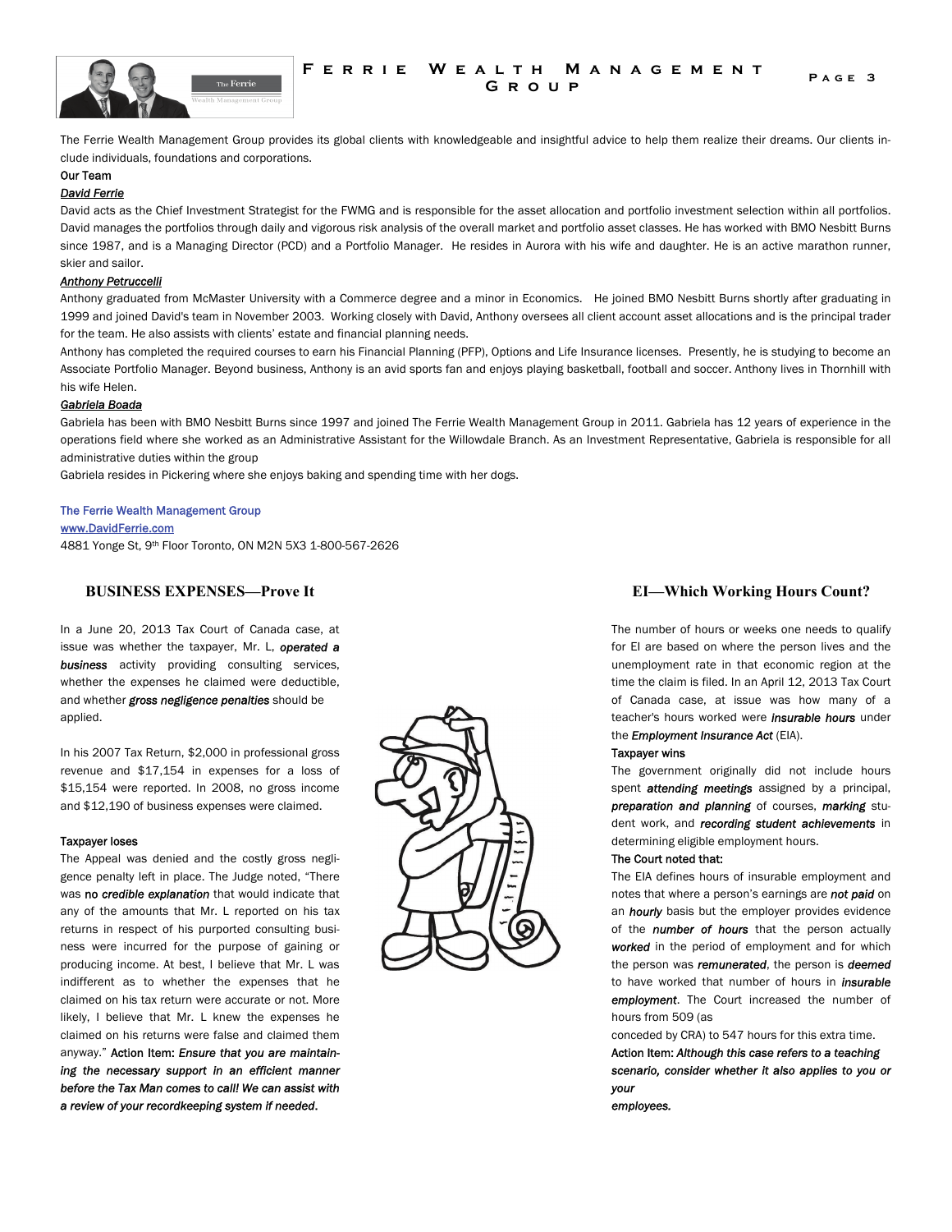The Ferrie Wealth Management Group provides its global clients with knowledgeable and insightful advice to help them realize their dreams. Our clients include individuals, foundations and corporations.

Our Team

***David Ferrie***

David acts as the Chief Investment Strategist for the FWMG and is responsible for the asset allocation and portfolio investment selection within all portfolios. David manages the portfolios through daily and vigorous risk analysis of the overall market and portfolio asset classes. He has worked with BMO Nesbitt Burns since 1987, and is a Managing Director (PCD) and a Portfolio Manager. He resides in Aurora with his wife and daughter. He is an active marathon runner, skier and sailor.

***Anthony Petruccelli***

Anthony graduated from McMaster University with a Commerce degree and a minor in Economics. He joined BMO Nesbitt Burns shortly after graduating in 1999 and joined David's team in November 2003. Working closely with David, Anthony oversees all client account asset allocations and is the principal trader for the team. He also assists with clients' estate and financial planning needs.

Anthony has completed the required courses to earn his Financial Planning (PFP), Options and Life Insurance licenses. Presently, he is studying to become an Associate Portfolio Manager. Beyond business, Anthony is an avid sports fan and enjoys playing basketball, football and soccer. Anthony lives in Thornhill with his wife Helen.

***Gabriela Boada***

Gabriela has been with BMO Nesbitt Burns since 1997 and joined The Ferrie Wealth Management Group in 2011. Gabriela has 12 years of experience in the operations field where she worked as an Administrative Assistant for the Willowdale Branch. As an Investment Representative, Gabriela is responsible for all administrative duties within the group

Gabriela resides in Pickering where she enjoys baking and spending time with her dogs.

The Ferrie Wealth Management Group
www.DavidFerrie.com
4881 Yonge St, 9th Floor Toronto, ON M2N 5X3 1-800-567-2626

## BUSINESS EXPENSES—Prove It

In a June 20, 2013 Tax Court of Canada case, at issue was whether the taxpayer, Mr. L, ***operated a business*** activity providing consulting services, whether the expenses he claimed were deductible, and whether ***gross negligence penalties*** should be applied.

In his 2007 Tax Return, $2,000 in professional gross revenue and $17,154 in expenses for a loss of $15,154 were reported. In 2008, no gross income and $12,190 of business expenses were claimed.

**Taxpayer loses**

The Appeal was denied and the costly gross negligence penalty left in place. The Judge noted, "There was no ***credible explanation*** that would indicate that any of the amounts that Mr. L reported on his tax returns in respect of his purported consulting business were incurred for the purpose of gaining or producing income. At best, I believe that Mr. L was indifferent as to whether the expenses that he claimed on his tax return were accurate or not. More likely, I believe that Mr. L knew the expenses he claimed on his returns were false and claimed them anyway." **Action Item:** ***Ensure that you are maintaining the necessary support in an efficient manner before the Tax Man comes to call! We can assist with a review of your recordkeeping system if needed.***

## EI—Which Working Hours Count?

The number of hours or weeks one needs to qualify for EI are based on where the person lives and the unemployment rate in that economic region at the time the claim is filed. In an April 12, 2013 Tax Court of Canada case, at issue was how many of a teacher's hours worked were ***insurable hours*** under the ***Employment Insurance Act*** (EIA).

**Taxpayer wins**

The government originally did not include hours spent ***attending meetings*** assigned by a principal, ***preparation and planning*** of courses, ***marking*** student work, and ***recording student achievements*** in determining eligible employment hours.

**The Court noted that:**

The EIA defines hours of insurable employment and notes that where a person's earnings are ***not paid*** on an ***hourly*** basis but the employer provides evidence of the ***number of hours*** that the person actually ***worked*** in the period of employment and for which the person was ***remunerated***, the person is ***deemed*** to have worked that number of hours in ***insurable employment***. The Court increased the number of hours from 509 (as conceded by CRA) to 547 hours for this extra time.

**Action Item:** ***Although this case refers to a teaching scenario, consider whether it also applies to you or your employees.***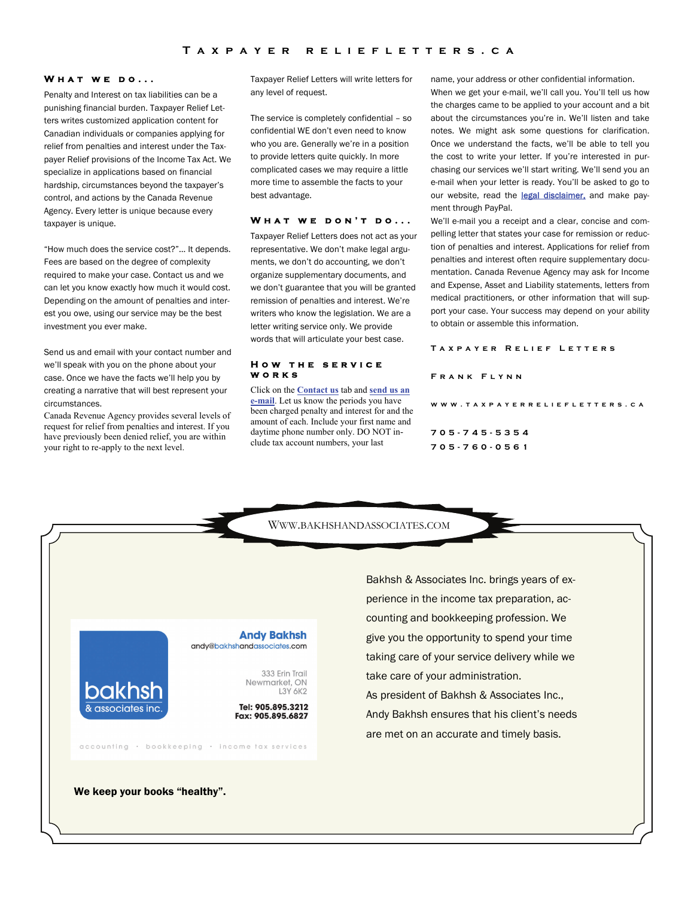# Taxpayer reliefletters.ca

## What we do...

Penalty and Interest on tax liabilities can be a punishing financial burden. Taxpayer Relief Letters writes customized application content for Canadian individuals or companies applying for relief from penalties and interest under the Taxpayer Relief provisions of the Income Tax Act. We specialize in applications based on financial hardship, circumstances beyond the taxpayer's control, and actions by the Canada Revenue Agency. Every letter is unique because every taxpayer is unique.

"How much does the service cost?"... It depends. Fees are based on the degree of complexity required to make your case. Contact us and we can let you know exactly how much it would cost. Depending on the amount of penalties and interest you owe, using our service may be the best investment you ever make.

Send us and email with your contact number and we'll speak with you on the phone about your case. Once we have the facts we'll help you by creating a narrative that will best represent your circumstances.

Canada Revenue Agency provides several levels of request for relief from penalties and interest. If you have previously been denied relief, you are within your right to re-apply to the next level.

Taxpayer Relief Letters will write letters for any level of request.

The service is completely confidential – so confidential WE don't even need to know who you are. Generally we're in a position to provide letters quite quickly. In more complicated cases we may require a little more time to assemble the facts to your best advantage.

## What we don't do...

Taxpayer Relief Letters does not act as your representative. We don't make legal arguments, we don't do accounting, we don't organize supplementary documents, and we don't guarantee that you will be granted remission of penalties and interest. We're writers who know the legislation. We are a letter writing service only. We provide words that will articulate your best case.

## How the service works

Click on the **Contact us** tab and **send us an e-mail**. Let us know the periods you have been charged penalty and interest for and the amount of each. Include your first name and daytime phone number only. DO NOT include tax account numbers, your last name, your address or other confidential information. When we get your e-mail, we'll call you. You'll tell us how the charges came to be applied to your account and a bit about the circumstances you're in. We'll listen and take notes. We might ask some questions for clarification. Once we understand the facts, we'll be able to tell you the cost to write your letter. If you're interested in purchasing our services we'll start writing. We'll send you an e-mail when your letter is ready. You'll be asked to go to our website, read the legal disclaimer, and make payment through PayPal.

We'll e-mail you a receipt and a clear, concise and compelling letter that states your case for remission or reduction of penalties and interest. Applications for relief from penalties and interest often require supplementary documentation. Canada Revenue Agency may ask for Income and Expense, Asset and Liability statements, letters from medical practitioners, or other information that will support your case. Your success may depend on your ability to obtain or assemble this information.

Taxpayer Relief Letters

Frank Flynn

www.taxpayerreliefletters.ca

705-745-5354

705-760-0561

---

WWW.BAKHSHANDASSOCIATES.COM

bakhsh & associates inc.

**Andy Bakhsh**
andy@bakhshandassociates.com

333 Erin Trail
Newmarket, ON
L3Y 6K2

**Tel: 905.895.3212**
**Fax: 905.895.6827**

accounting · bookkeeping · income tax services

Bakhsh & Associates Inc. brings years of experience in the income tax preparation, accounting and bookkeeping profession. We give you the opportunity to spend your time taking care of your service delivery while we take care of your administration.

As president of Bakhsh & Associates Inc., Andy Bakhsh ensures that his client's needs are met on an accurate and timely basis.

**We keep your books "healthy".**